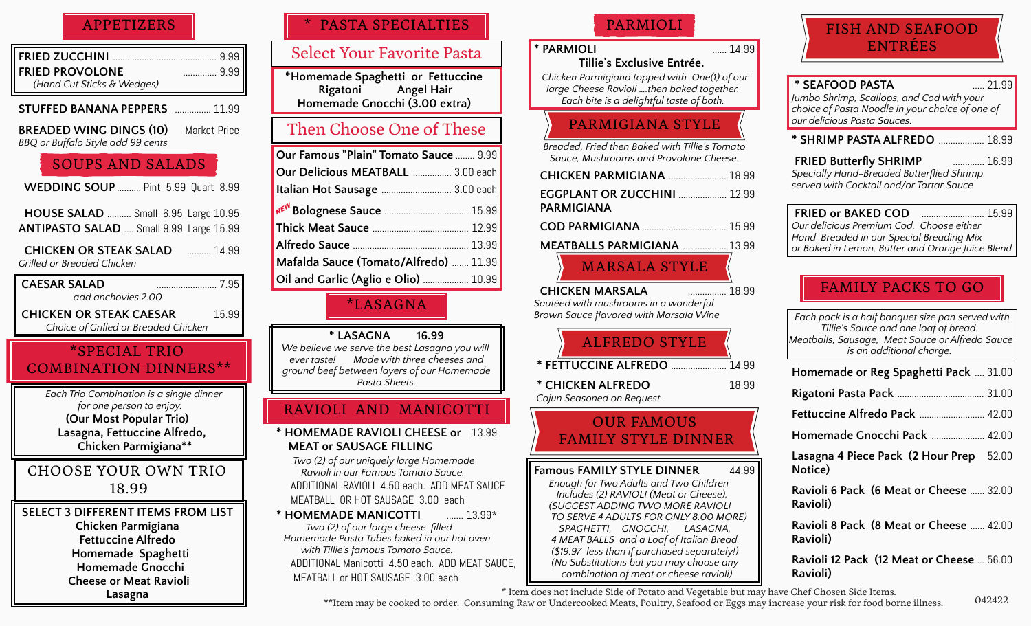## APPETIZERS

**FRIED ZUCCHINI** ........ 9.99
**FRIED PROVOLONE** ........ 9.99
*(Hand Cut Sticks & Wedges)*

**STUFFED BANANA PEPPERS** ........ 11.99

**BREADED WING DINGS (10)** Market Price
*BBQ or Buffalo Style add 99 cents*

## SOUPS AND SALADS

**WEDDING SOUP** .......... Pint 5.99 Quart 8.99

**HOUSE SALAD** .......... Small 6.95 Large 10.95
**ANTIPASTO SALAD** .... Small 9.99 Large 15.99

**CHICKEN OR STEAK SALAD** .......... 14.99
*Grilled or Breaded Chicken*

**CAESAR SALAD** ........ 7.95
*add anchovies 2.00*

**CHICKEN OR STEAK CAESAR** 15.99
*Choice of Grilled or Breaded Chicken*

## *SPECIAL TRIO COMBINATION DINNERS**

*Each Trio Combination is a single dinner for one person to enjoy.*
**(Our Most Popular Trio)**
**Lasagna, Fettuccine Alfredo, Chicken Parmigiana****

### CHOOSE YOUR OWN TRIO 18.99

**SELECT 3 DIFFERENT ITEMS FROM LIST**
**Chicken Parmigiana**
**Fettuccine Alfredo**
**Homemade Spaghetti**
**Homemade Gnocchi**
**Cheese or Meat Ravioli**
**Lasagna**

## * PASTA SPECIALTIES

### Select Your Favorite Pasta

**\*Homemade Spaghetti or Fettuccine**
**Rigatoni Angel Hair**
**Homemade Gnocchi (3.00 extra)**

### Then Choose One of These

**Our Famous "Plain" Tomato Sauce** ........ 9.99
**Our Delicious MEATBALL** ........ 3.00 each
**Italian Hot Sausage** ........ 3.00 each
NEW **Bolognese Sauce** ........ 15.99
**Thick Meat Sauce** ........ 12.99
**Alfredo Sauce** ........ 13.99
**Mafalda Sauce (Tomato/Alfredo)** ........ 11.99
**Oil and Garlic (Aglio e Olio)** ........ 10.99

## *LASAGNA

**\* LASAGNA 16.99**
*We believe we serve the best Lasagna you will ever taste! Made with three cheeses and ground beef between layers of our Homemade Pasta Sheets.*

## RAVIOLI AND MANICOTTI

**\* HOMEMADE RAVIOLI CHEESE or MEAT or SAUSAGE FILLING** 13.99
*Two (2) of our uniquely large Homemade Ravioli in our Famous Tomato Sauce.*
ADDITIONAL RAVIOLI 4.50 each. ADD MEAT SAUCE
MEATBALL OR HOT SAUSAGE 3.00 each

**\* HOMEMADE MANICOTTI** ....... 13.99*
*Two (2) of our large cheese-filled Homemade Pasta Tubes baked in our hot oven with Tillie's famous Tomato Sauce.*
ADDITIONAL Manicotti 4.50 each. ADD MEAT SAUCE, MEATBALL or HOT SAUSAGE 3.00 each

## PARMIOLI

**\* PARMIOLI** ...... 14.99
**Tillie's Exclusive Entrée.**
*Chicken Parmigiana topped with One(1) of our large Cheese Ravioli ....then baked together. Each bite is a delightful taste of both.*

## PARMIGIANA STYLE

*Breaded, Fried then Baked with Tillie's Tomato Sauce, Mushrooms and Provolone Cheese.*

**CHICKEN PARMIGIANA** ........ 18.99
**EGGPLANT OR ZUCCHINI PARMIGIANA** ........ 12.99
**COD PARMIGIANA** ........ 15.99
**MEATBALLS PARMIGIANA** ........ 13.99

## MARSALA STYLE

**CHICKEN MARSALA** ........ 18.99
*Sautéed with mushrooms in a wonderful Brown Sauce flavored with Marsala Wine*

## ALFREDO STYLE

**\* FETTUCCINE ALFREDO** ........ 14.99
**\* CHICKEN ALFREDO** 18.99
*Cajun Seasoned on Request*

## OUR FAMOUS FAMILY STYLE DINNER

**Famous FAMILY STYLE DINNER** 44.99
*Enough for Two Adults and Two Children Includes (2) RAVIOLI (Meat or Cheese), (SUGGEST ADDING TWO MORE RAVIOLI TO SERVE 4 ADULTS FOR ONLY 8.00 MORE) SPAGHETTI, GNOCCHI, LASAGNA, 4 MEAT BALLS and a Loaf of Italian Bread. ($19.97 less than if purchased separately!) (No Substitutions but you may choose any combination of meat or cheese ravioli)*

## FISH AND SEAFOOD ENTRÉES

**\* SEAFOOD PASTA** ..... 21.99
*Jumbo Shrimp, Scallops, and Cod with your choice of Pasta Noodle in your choice of one of our delicious Pasta Sauces.*

**\* SHRIMP PASTA ALFREDO** ........ 18.99

**FRIED Butterfly SHRIMP** ........ 16.99
*Specially Hand-Breaded Butterflied Shrimp served with Cocktail and/or Tartar Sauce*

**FRIED or BAKED COD** ........ 15.99
*Our delicious Premium Cod. Choose either Hand-Breaded in our Special Breading Mix or Baked in Lemon, Butter and Orange Juice Blend*

## FAMILY PACKS TO GO

*Each pack is a half banquet size pan served with Tillie's Sauce and one loaf of bread. Meatballs, Sausage, Meat Sauce or Alfredo Sauce is an additional charge.*

**Homemade or Reg Spaghetti Pack** .... 31.00
**Rigatoni Pasta Pack** ........ 31.00
**Fettuccine Alfredo Pack** ........ 42.00
**Homemade Gnocchi Pack** ........ 42.00
**Lasagna 4 Piece Pack (2 Hour Prep Notice)** 52.00
**Ravioli 6 Pack (6 Meat or Cheese Ravioli)** ...... 32.00
**Ravioli 8 Pack (8 Meat or Cheese Ravioli)** ...... 42.00
**Ravioli 12 Pack (12 Meat or Cheese Ravioli)** ... 56.00

\* Item does not include Side of Potato and Vegetable but may have Chef Chosen Side Items.
**Item may be cooked to order. Consuming Raw or Undercooked Meats, Poultry, Seafood or Eggs may increase your risk for food borne illness.

042422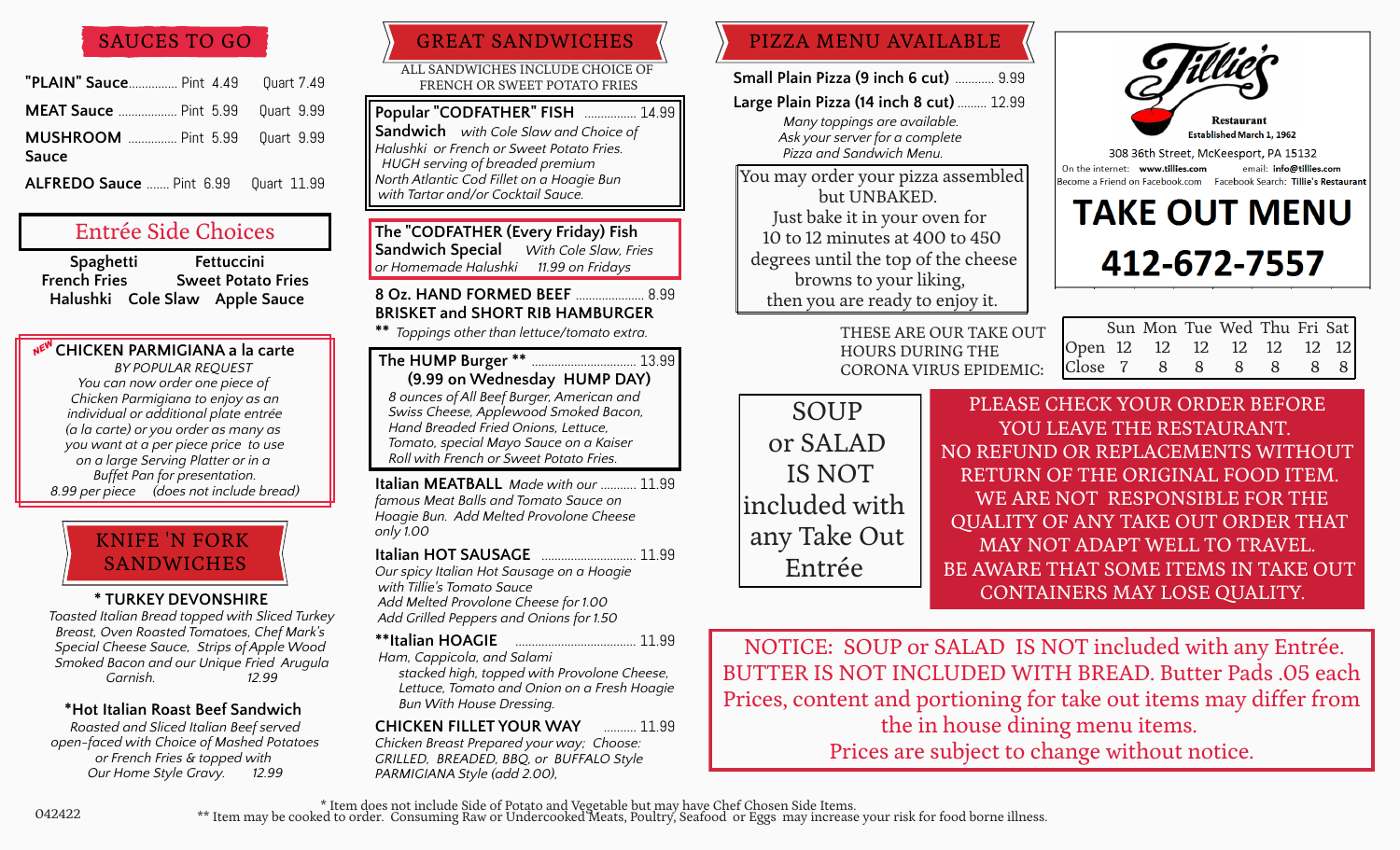## SAUCES TO GO

"PLAIN" Sauce............... Pint 4.49 Quart 7.49

MEAT Sauce .................. Pint 5.99 Quart 9.99

MUSHROOM Sauce .............. Pint 5.99 Quart 9.99

ALFREDO Sauce ....... Pint 6.99 Quart 11.99

## Entrée Side Choices

Spaghetti, Fettuccini, French Fries, Sweet Potato Fries, Halushki, Cole Slaw, Apple Sauce

**NEW CHICKEN PARMIGIANA a la carte**

*BY POPULAR REQUEST*
*You can now order one piece of Chicken Parmigiana to enjoy as an individual or additional plate entrée (a la carte) or you order as many as you want at a per piece price to use on a large Serving Platter or in a Buffet Pan for presentation.*
*8.99 per piece (does not include bread)*

## KNIFE 'N FORK SANDWICHES

**\* TURKEY DEVONSHIRE**

*Toasted Italian Bread topped with Sliced Turkey Breast, Oven Roasted Tomatoes, Chef Mark's Special Cheese Sauce, Strips of Apple Wood Smoked Bacon and our Unique Fried Arugula Garnish.* 12.99

**\*Hot Italian Roast Beef Sandwich**

*Roasted and Sliced Italian Beef served open-faced with Choice of Mashed Potatoes or French Fries & topped with Our Home Style Gravy.* 12.99

## GREAT SANDWICHES

ALL SANDWICHES INCLUDE CHOICE OF FRENCH OR SWEET POTATO FRIES

**Popular "CODFATHER" FISH Sandwich** ................ 14.99
*with Cole Slaw and Choice of Halushki or French or Sweet Potato Fries. HUGH serving of breaded premium North Atlantic Cod Fillet on a Hoagie Bun with Tartar and/or Cocktail Sauce.*

**The "CODFATHER (Every Friday) Fish Sandwich Special** *With Cole Slaw, Fries or Homemade Halushki 11.99 on Fridays*

**8 Oz. HAND FORMED BEEF BRISKET and SHORT RIB HAMBURGER** .................... 8.99
**\*\*** *Toppings other than lettuce/tomato extra.*

**The HUMP Burger \*\*** ................................ 13.99
**(9.99 on Wednesday HUMP DAY)**
*8 ounces of All Beef Burger, American and Swiss Cheese, Applewood Smoked Bacon, Hand Breaded Fried Onions, Lettuce, Tomato, special Mayo Sauce on a Kaiser Roll with French or Sweet Potato Fries.*

**Italian MEATBALL** *Made with our* ........... 11.99
*famous Meat Balls and Tomato Sauce on Hoagie Bun. Add Melted Provolone Cheese only 1.00*

**Italian HOT SAUSAGE** ............................ 11.99
*Our spicy Italian Hot Sausage on a Hoagie with Tillie's Tomato Sauce. Add Melted Provolone Cheese for 1.00. Add Grilled Peppers and Onions for 1.50*

**\*\*Italian HOAGIE** .................................... 11.99
*Ham, Cappicola, and Salami stacked high, topped with Provolone Cheese, Lettuce, Tomato and Onion on a Fresh Hoagie Bun With House Dressing.*

**CHICKEN FILLET YOUR WAY** .......... 11.99
*Chicken Breast Prepared your way; Choose: GRILLED, BREADED, BBQ, or BUFFALO Style PARMIGIANA Style (add 2.00),*

## PIZZA MENU AVAILABLE

**Small Plain Pizza (9 inch 6 cut)** ............ 9.99

**Large Plain Pizza (14 inch 8 cut)** ......... 12.99

*Many toppings are available. Ask your server for a complete Pizza and Sandwich Menu.*

You may order your pizza assembled but UNBAKED. Just bake it in your oven for 10 to 12 minutes at 400 to 450 degrees until the top of the cheese browns to your liking, then you are ready to enjoy it.

Tillie's Restaurant
Established March 1, 1962
308 36th Street, McKeesport, PA 15132
On the internet: www.tillies.com email: info@tillies.com
Become a Friend on Facebook.com Facebook Search: Tillie's Restaurant

# TAKE OUT MENU

# 412-672-7557

THESE ARE OUR TAKE OUT HOURS DURING THE CORONA VIRUS EPIDEMIC:

| | Sun | Mon | Tue | Wed | Thu | Fri | Sat |
|---|---|---|---|---|---|---|---|
| Open | 12 | 12 | 12 | 12 | 12 | 12 | 12 |
| Close | 7 | 8 | 8 | 8 | 8 | 8 | 8 |

SOUP or SALAD IS NOT included with any Take Out Entrée

PLEASE CHECK YOUR ORDER BEFORE YOU LEAVE THE RESTAURANT. NO REFUND OR REPLACEMENTS WITHOUT RETURN OF THE ORIGINAL FOOD ITEM. WE ARE NOT RESPONSIBLE FOR THE QUALITY OF ANY TAKE OUT ORDER THAT MAY NOT ADAPT WELL TO TRAVEL. BE AWARE THAT SOME ITEMS IN TAKE OUT CONTAINERS MAY LOSE QUALITY.

NOTICE: SOUP or SALAD IS NOT included with any Entrée.
BUTTER IS NOT INCLUDED WITH BREAD. Butter Pads .05 each
Prices, content and portioning for take out items may differ from the in house dining menu items.
Prices are subject to change without notice.

042422

\* Item does not include Side of Potato and Vegetable but may have Chef Chosen Side Items.
\*\* Item may be cooked to order. Consuming Raw or Undercooked Meats, Poultry, Seafood or Eggs may increase your risk for food borne illness.